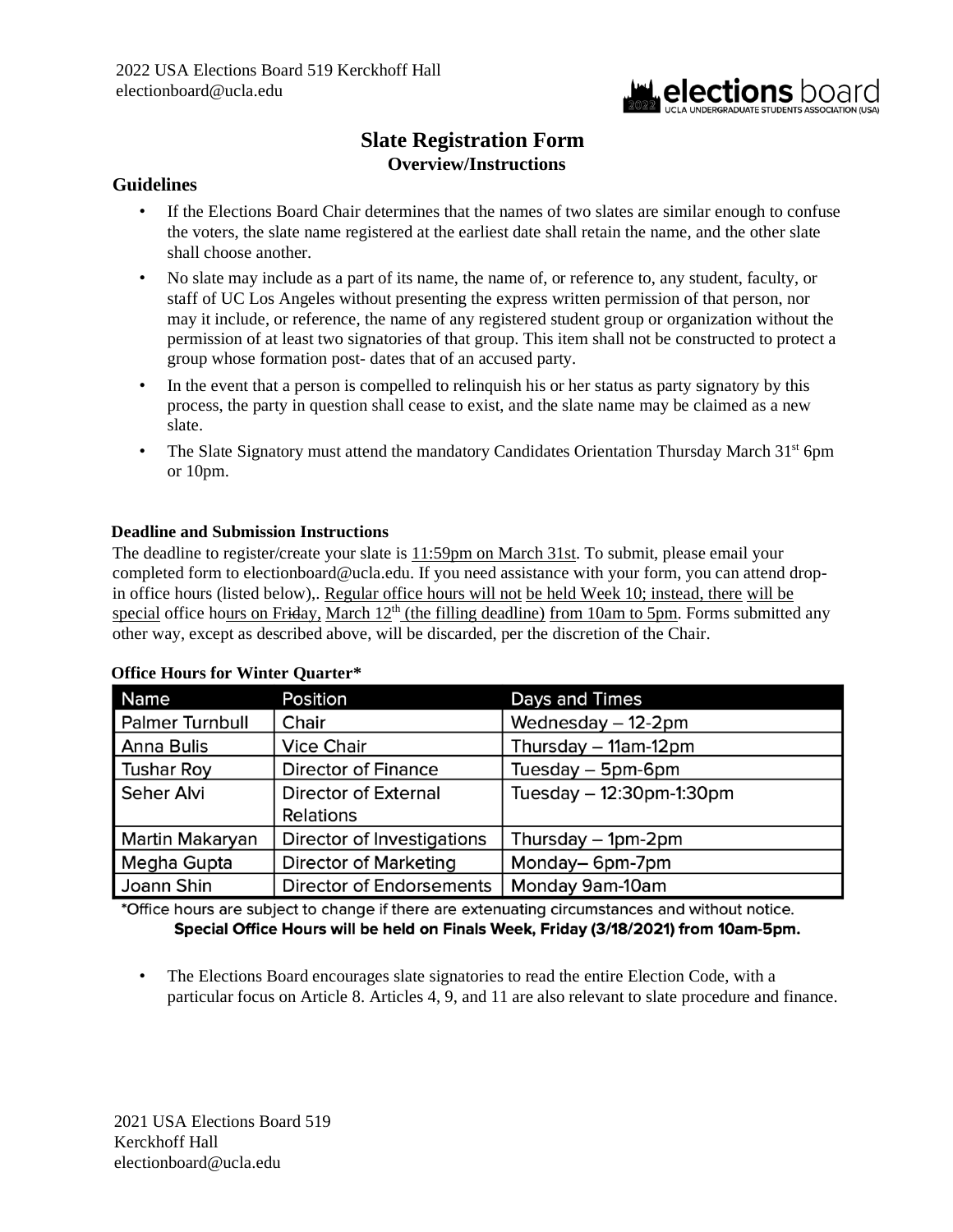2022 USA Elections Board 519 Kerckhoff Hall
electionboard@ucla.edu

# Slate Registration Form

### Overview/Instructions

## Guidelines

- If the Elections Board Chair determines that the names of two slates are similar enough to confuse the voters, the slate name registered at the earliest date shall retain the name, and the other slate shall choose another.
- No slate may include as a part of its name, the name of, or reference to, any student, faculty, or staff of UC Los Angeles without presenting the express written permission of that person, nor may it include, or reference, the name of any registered student group or organization without the permission of at least two signatories of that group. This item shall not be constructed to protect a group whose formation post- dates that of an accused party.
- In the event that a person is compelled to relinquish his or her status as party signatory by this process, the party in question shall cease to exist, and the slate name may be claimed as a new slate.
- The Slate Signatory must attend the mandatory Candidates Orientation Thursday March 31st 6pm or 10pm.

**Deadline and Submission Instructions**

The deadline to register/create your slate is 11:59pm on March 31st. To submit, please email your completed form to electionboard@ucla.edu. If you need assistance with your form, you can attend drop-in office hours (listed below),. Regular office hours will not be held Week 10; instead, there will be special office hours on Friday, March 12th (the filling deadline) from 10am to 5pm. Forms submitted any other way, except as described above, will be discarded, per the discretion of the Chair.

**Office Hours for Winter Quarter***

| Name | Position | Days and Times |
|---|---|---|
| Palmer Turnbull | Chair | Wednesday – 12-2pm |
| Anna Bulis | Vice Chair | Thursday – 11am-12pm |
| Tushar Roy | Director of Finance | Tuesday – 5pm-6pm |
| Seher Alvi | Director of External Relations | Tuesday – 12:30pm-1:30pm |
| Martin Makaryan | Director of Investigations | Thursday – 1pm-2pm |
| Megha Gupta | Director of Marketing | Monday– 6pm-7pm |
| Joann Shin | Director of Endorsements | Monday 9am-10am |

*Office hours are subject to change if there are extenuating circumstances and without notice.

**Special Office Hours will be held on Finals Week, Friday (3/18/2021) from 10am-5pm.**

- The Elections Board encourages slate signatories to read the entire Election Code, with a particular focus on Article 8. Articles 4, 9, and 11 are also relevant to slate procedure and finance.

2021 USA Elections Board 519 Kerckhoff Hall
electionboard@ucla.edu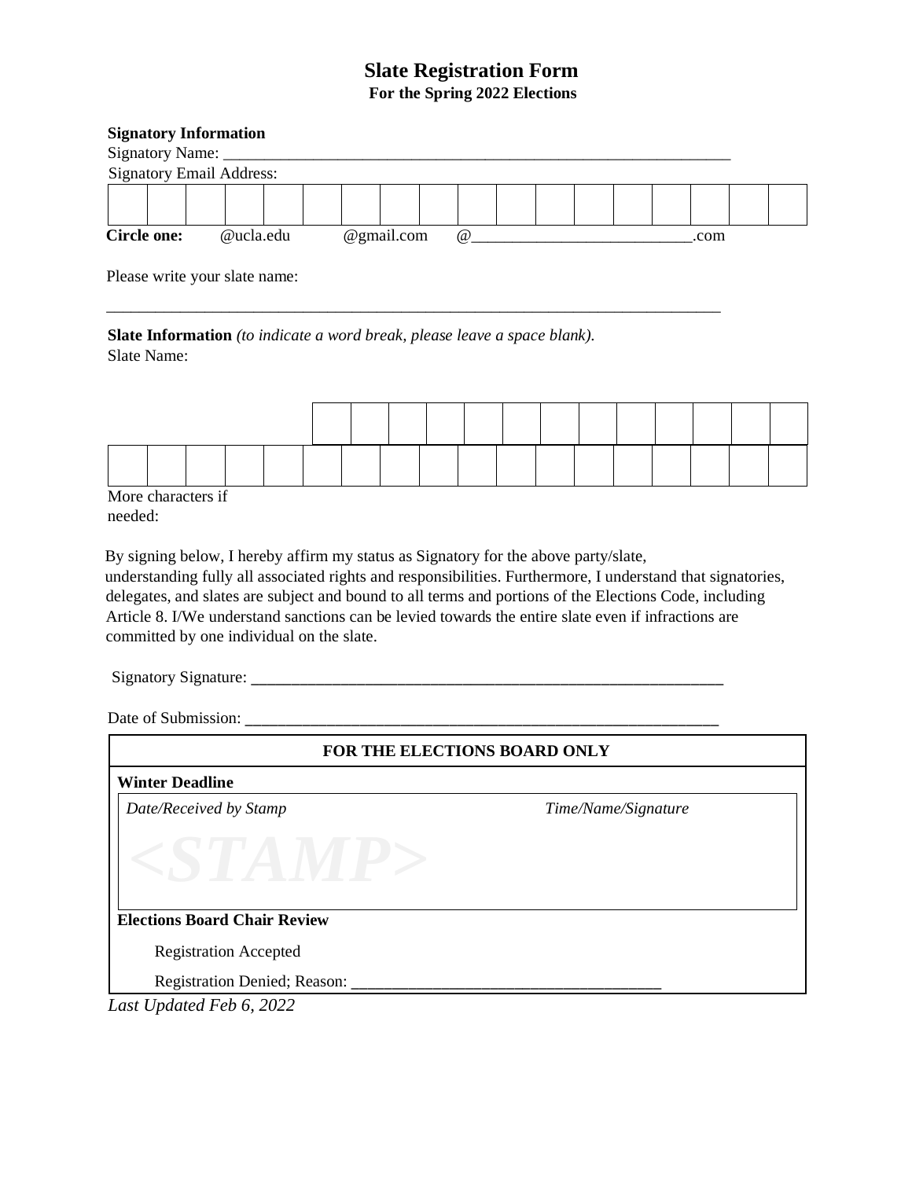# Slate Registration Form

**For the Spring 2022 Elections**

**Signatory Information**

Signatory Name: ______________________________________________________________

Signatory Email Address:

| | | | | | | | | | | | | | | | | | |
|---|---|---|---|---|---|---|---|---|---|---|---|---|---|---|---|---|---|
| | | | | | | | | | | | | | | | | | |

**Circle one:** @ucla.edu @gmail.com @__________________________.com

Please write your slate name:

_____________________________________________________________________________

**Slate Information** *(to indicate a word break, please leave a space blank).*

Slate Name:

| | | | | | | | | | | | | |
|---|---|---|---|---|---|---|---|---|---|---|---|---|
| | | | | | | | | | | | | |

More characters if needed:

| | | | | | | | | | | | | | | | | | |
|---|---|---|---|---|---|---|---|---|---|---|---|---|---|---|---|---|---|
| | | | | | | | | | | | | | | | | | |

By signing below, I hereby affirm my status as Signatory for the above party/slate, understanding fully all associated rights and responsibilities. Furthermore, I understand that signatories, delegates, and slates are subject and bound to all terms and portions of the Elections Code, including Article 8. I/We understand sanctions can be levied towards the entire slate even if infractions are committed by one individual on the slate.

Signatory Signature: ___________________________________________________________

Date of Submission: ___________________________________________________________

**FOR THE ELECTIONS BOARD ONLY**

**Winter Deadline**

| *Date/Received by Stamp* | *Time/Name/Signature* |
|---|---|
| *<STAMP>* | |

**Elections Board Chair Review**

Registration Accepted

Registration Denied; Reason: _____________________________________

*Last Updated Feb 6, 2022*